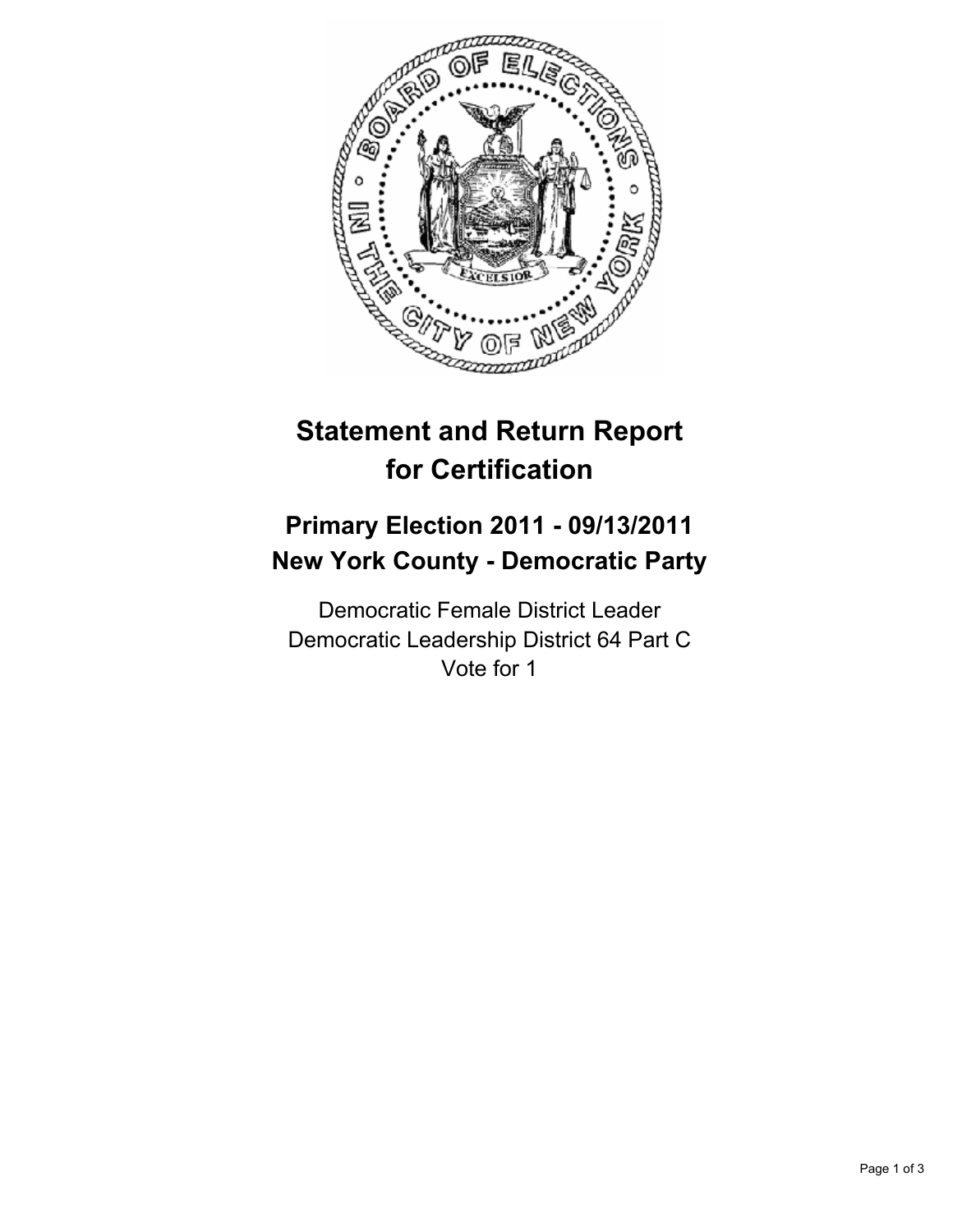# Statement and Return Report for Certification

## Primary Election 2011 - 09/13/2011
## New York County - Democratic Party

Democratic Female District Leader
Democratic Leadership District 64 Part C
Vote for 1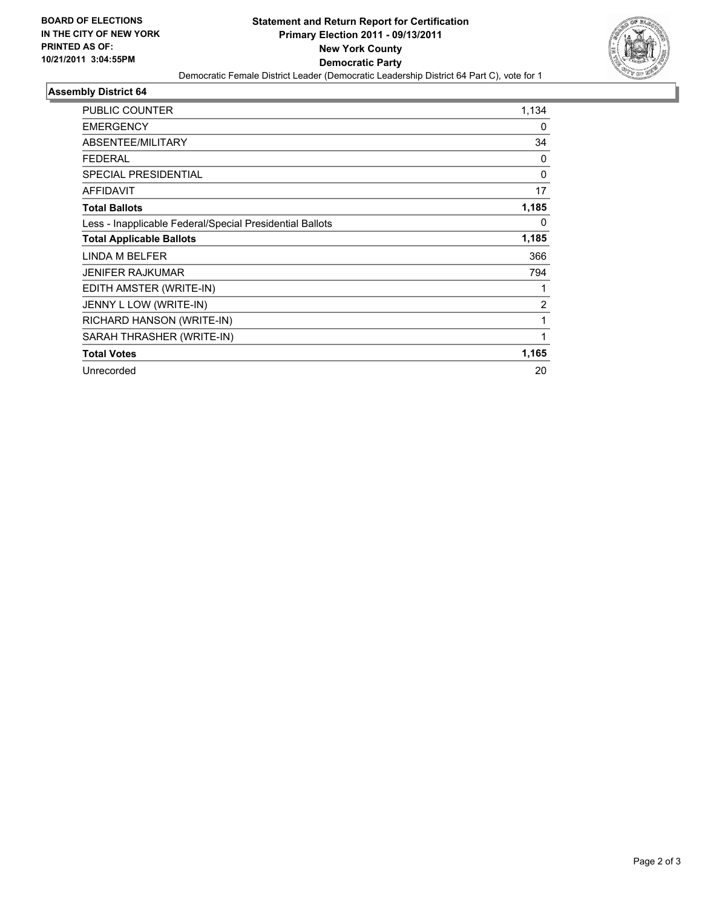**BOARD OF ELECTIONS IN THE CITY OF NEW YORK PRINTED AS OF: 10/21/2011 3:04:55PM**

# Statement and Return Report for Certification
## Primary Election 2011 - 09/13/2011
## New York County
## Democratic Party

Democratic Female District Leader (Democratic Leadership District 64 Part C), vote for 1

### Assembly District 64

| | |
|---|---|
| PUBLIC COUNTER | 1,134 |
| EMERGENCY | 0 |
| ABSENTEE/MILITARY | 34 |
| FEDERAL | 0 |
| SPECIAL PRESIDENTIAL | 0 |
| AFFIDAVIT | 17 |
| **Total Ballots** | **1,185** |
| Less - Inapplicable Federal/Special Presidential Ballots | 0 |
| **Total Applicable Ballots** | **1,185** |
| LINDA M BELFER | 366 |
| JENIFER RAJKUMAR | 794 |
| EDITH AMSTER (WRITE-IN) | 1 |
| JENNY L LOW (WRITE-IN) | 2 |
| RICHARD HANSON (WRITE-IN) | 1 |
| SARAH THRASHER (WRITE-IN) | 1 |
| **Total Votes** | **1,165** |
| Unrecorded | 20 |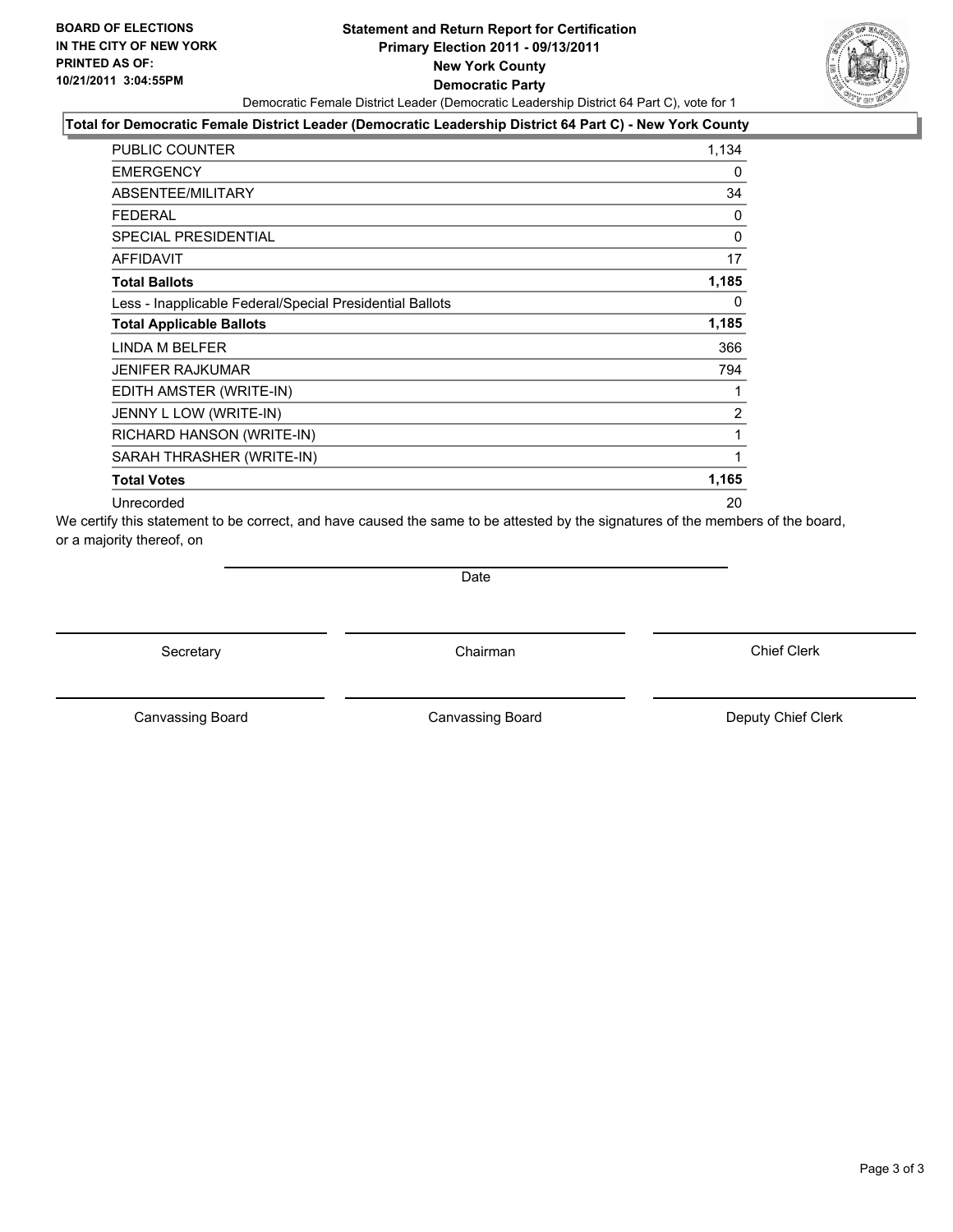**BOARD OF ELECTIONS IN THE CITY OF NEW YORK PRINTED AS OF: 10/21/2011 3:04:55PM**

# Statement and Return Report for Certification
## Primary Election 2011 - 09/13/2011
## New York County
## Democratic Party

Democratic Female District Leader (Democratic Leadership District 64 Part C), vote for 1

**Total for Democratic Female District Leader (Democratic Leadership District 64 Part C) - New York County**

| | |
|---|---|
| PUBLIC COUNTER | 1,134 |
| EMERGENCY | 0 |
| ABSENTEE/MILITARY | 34 |
| FEDERAL | 0 |
| SPECIAL PRESIDENTIAL | 0 |
| AFFIDAVIT | 17 |
| **Total Ballots** | **1,185** |
| Less - Inapplicable Federal/Special Presidential Ballots | 0 |
| **Total Applicable Ballots** | **1,185** |
| LINDA M BELFER | 366 |
| JENIFER RAJKUMAR | 794 |
| EDITH AMSTER (WRITE-IN) | 1 |
| JENNY L LOW (WRITE-IN) | 2 |
| RICHARD HANSON (WRITE-IN) | 1 |
| SARAH THRASHER (WRITE-IN) | 1 |
| **Total Votes** | **1,165** |
| Unrecorded | 20 |

We certify this statement to be correct, and have caused the same to be attested by the signatures of the members of the board, or a majority thereof, on

Date

Secretary

Chairman

Chief Clerk

Canvassing Board

Canvassing Board

Deputy Chief Clerk